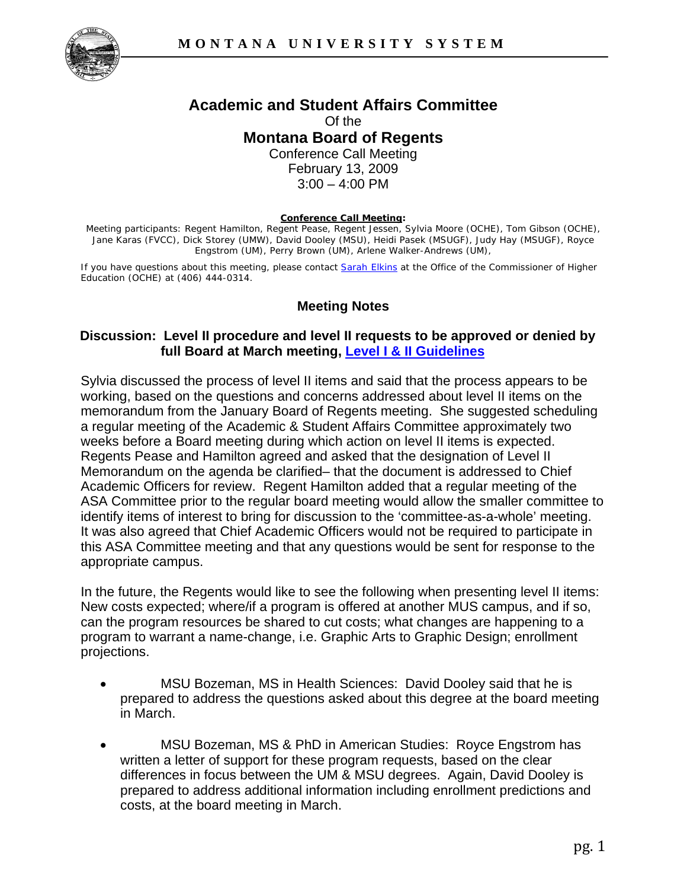MONTANA UNIVERSITY SYSTEM

# Academic and Student Affairs Committee

Of the

## Montana Board of Regents

Conference Call Meeting
February 13, 2009
3:00 – 4:00 PM

**Conference Call Meeting:**

Meeting participants: Regent Hamilton, Regent Pease, Regent Jessen, Sylvia Moore (OCHE), Tom Gibson (OCHE), Jane Karas (FVCC), Dick Storey (UMW), David Dooley (MSU), Heidi Pasek (MSUGF), Judy Hay (MSUGF), Royce Engstrom (UM), Perry Brown (UM), Arlene Walker-Andrews (UM),

If you have questions about this meeting, please contact Sarah Elkins at the Office of the Commissioner of Higher Education (OCHE) at (406) 444-0314.

### Meeting Notes

### Discussion: Level II procedure and level II requests to be approved or denied by full Board at March meeting, Level I & II Guidelines

Sylvia discussed the process of level II items and said that the process appears to be working, based on the questions and concerns addressed about level II items on the memorandum from the January Board of Regents meeting. She suggested scheduling a regular meeting of the Academic & Student Affairs Committee approximately two weeks before a Board meeting during which action on level II items is expected. Regents Pease and Hamilton agreed and asked that the designation of Level II Memorandum on the agenda be clarified– that the document is addressed to Chief Academic Officers for review. Regent Hamilton added that a regular meeting of the ASA Committee prior to the regular board meeting would allow the smaller committee to identify items of interest to bring for discussion to the 'committee-as-a-whole' meeting. It was also agreed that Chief Academic Officers would not be required to participate in this ASA Committee meeting and that any questions would be sent for response to the appropriate campus.

In the future, the Regents would like to see the following when presenting level II items: New costs expected; where/if a program is offered at another MUS campus, and if so, can the program resources be shared to cut costs; what changes are happening to a program to warrant a name-change, i.e. Graphic Arts to Graphic Design; enrollment projections.

- MSU Bozeman, MS in Health Sciences: David Dooley said that he is prepared to address the questions asked about this degree at the board meeting in March.
- MSU Bozeman, MS & PhD in American Studies: Royce Engstrom has written a letter of support for these program requests, based on the clear differences in focus between the UM & MSU degrees. Again, David Dooley is prepared to address additional information including enrollment predictions and costs, at the board meeting in March.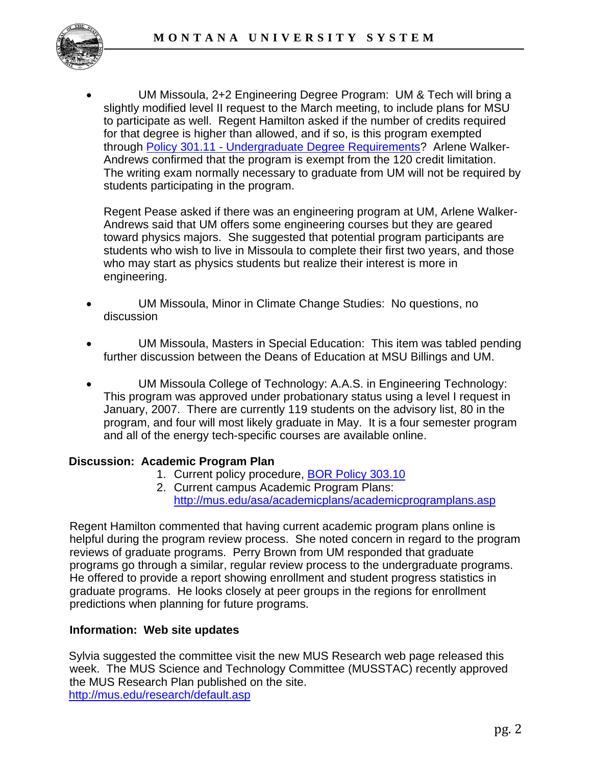- UM Missoula, 2+2 Engineering Degree Program: UM & Tech will bring a slightly modified level II request to the March meeting, to include plans for MSU to participate as well. Regent Hamilton asked if the number of credits required for that degree is higher than allowed, and if so, is this program exempted through Policy 301.11 - Undergraduate Degree Requirements? Arlene Walker-Andrews confirmed that the program is exempt from the 120 credit limitation. The writing exam normally necessary to graduate from UM will not be required by students participating in the program.

  Regent Pease asked if there was an engineering program at UM, Arlene Walker-Andrews said that UM offers some engineering courses but they are geared toward physics majors. She suggested that potential program participants are students who wish to live in Missoula to complete their first two years, and those who may start as physics students but realize their interest is more in engineering.

- UM Missoula, Minor in Climate Change Studies: No questions, no discussion

- UM Missoula, Masters in Special Education: This item was tabled pending further discussion between the Deans of Education at MSU Billings and UM.

- UM Missoula College of Technology: A.A.S. in Engineering Technology: This program was approved under probationary status using a level I request in January, 2007. There are currently 119 students on the advisory list, 80 in the program, and four will most likely graduate in May. It is a four semester program and all of the energy tech-specific courses are available online.

**Discussion: Academic Program Plan**

1. Current policy procedure, BOR Policy 303.10
2. Current campus Academic Program Plans: http://mus.edu/asa/academicplans/academicprogramplans.asp

Regent Hamilton commented that having current academic program plans online is helpful during the program review process. She noted concern in regard to the program reviews of graduate programs. Perry Brown from UM responded that graduate programs go through a similar, regular review process to the undergraduate programs. He offered to provide a report showing enrollment and student progress statistics in graduate programs. He looks closely at peer groups in the regions for enrollment predictions when planning for future programs.

**Information: Web site updates**

Sylvia suggested the committee visit the new MUS Research web page released this week. The MUS Science and Technology Committee (MUSSTAC) recently approved the MUS Research Plan published on the site.
http://mus.edu/research/default.asp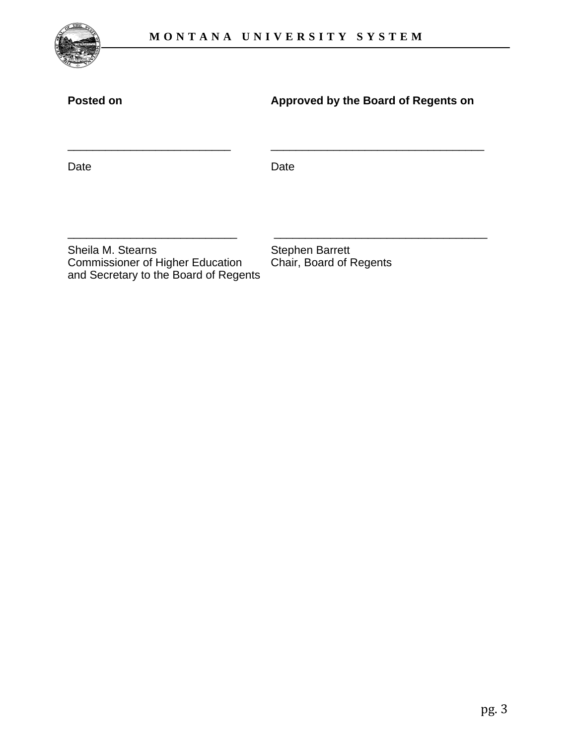| Posted on | Approved by the Board of Regents on |
| --- | --- |
| ___________________________ | ____________________________________ |
| Date | Date |
| ____________________________ | ____________________________________ |
| Sheila M. Stearns<br>Commissioner of Higher Education<br>and Secretary to the Board of Regents | Stephen Barrett<br>Chair, Board of Regents |